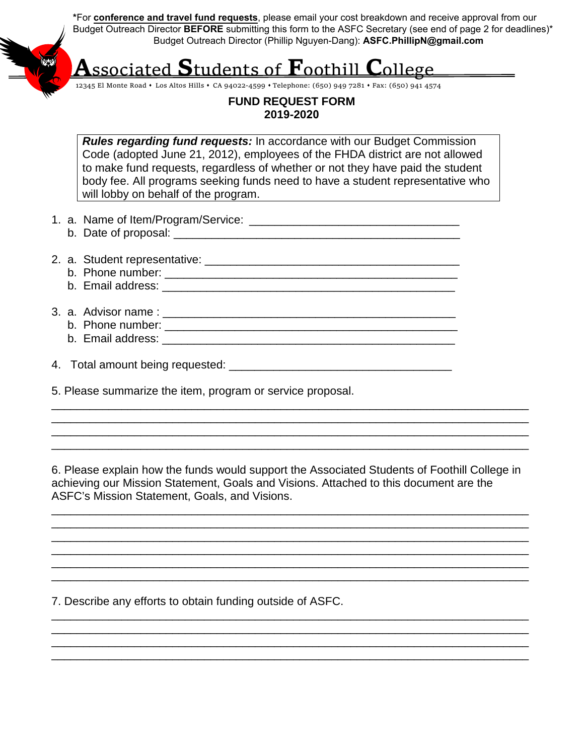*For **conference and travel fund requests**, please email your cost breakdown and receive approval from our Budget Outreach Director **BEFORE** submitting this form to the ASFC Secretary (see end of page 2 for deadlines)*
Budget Outreach Director (Phillip Nguyen-Dang): **ASFC.PhillipN@gmail.com**

# Associated Students of Foothill College

12345 El Monte Road • Los Altos Hills • CA 94022-4599 • Telephone: (650) 949 7281 • Fax: (650) 941 4574

## FUND REQUEST FORM
## 2019-2020

***Rules regarding fund requests:*** In accordance with our Budget Commission Code (adopted June 21, 2012), employees of the FHDA district are not allowed to make fund requests, regardless of whether or not they have paid the student body fee. All programs seeking funds need to have a student representative who will lobby on behalf of the program.

1. a. Name of Item/Program/Service: ________________________________
   b. Date of proposal: ____________________________________________

2. a. Student representative: _____________________________________
   b. Phone number: _____________________________________________
   b. Email address: _____________________________________________

3. a. Advisor name : ______________________________________________
   b. Phone number: _____________________________________________
   b. Email address: _____________________________________________

4. Total amount being requested: __________________________________

5. Please summarize the item, program or service proposal.

______________________________________________________________________
______________________________________________________________________
______________________________________________________________________
______________________________________________________________________

6. Please explain how the funds would support the Associated Students of Foothill College in achieving our Mission Statement, Goals and Visions. Attached to this document are the ASFC's Mission Statement, Goals, and Visions.

______________________________________________________________________
______________________________________________________________________
______________________________________________________________________
______________________________________________________________________
______________________________________________________________________
______________________________________________________________________

7. Describe any efforts to obtain funding outside of ASFC.

______________________________________________________________________
______________________________________________________________________
______________________________________________________________________
______________________________________________________________________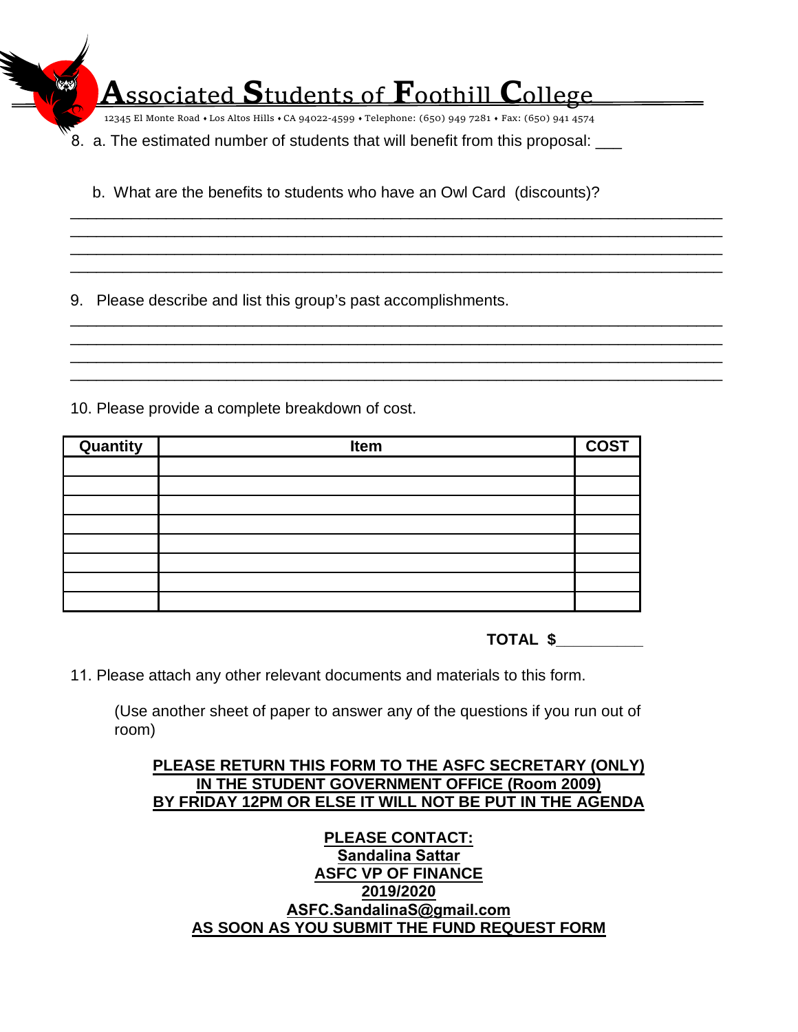# Associated Students of Foothill College

12345 El Monte Road • Los Altos Hills • CA 94022-4599 • Telephone: (650) 949 7281 • Fax: (650) 941 4574

8. a. The estimated number of students that will benefit from this proposal: ___

   b. What are the benefits to students who have an Owl Card (discounts)?

________________________________________________________________________
________________________________________________________________________
________________________________________________________________________
________________________________________________________________________

9. Please describe and list this group's past accomplishments.

________________________________________________________________________
________________________________________________________________________
________________________________________________________________________
________________________________________________________________________

10. Please provide a complete breakdown of cost.

| Quantity | Item | COST |
|---|---|---|
| | | |
| | | |
| | | |
| | | |
| | | |
| | | |
| | | |
| | | |

**TOTAL $__________**

11. Please attach any other relevant documents and materials to this form.

(Use another sheet of paper to answer any of the questions if you run out of room)

**PLEASE RETURN THIS FORM TO THE ASFC SECRETARY (ONLY)**
**IN THE STUDENT GOVERNMENT OFFICE (Room 2009)**
**BY FRIDAY 12PM OR ELSE IT WILL NOT BE PUT IN THE AGENDA**

**PLEASE CONTACT:**
**Sandalina Sattar**
**ASFC VP OF FINANCE**
**2019/2020**
**ASFC.SandalinaS@gmail.com**
**AS SOON AS YOU SUBMIT THE FUND REQUEST FORM**